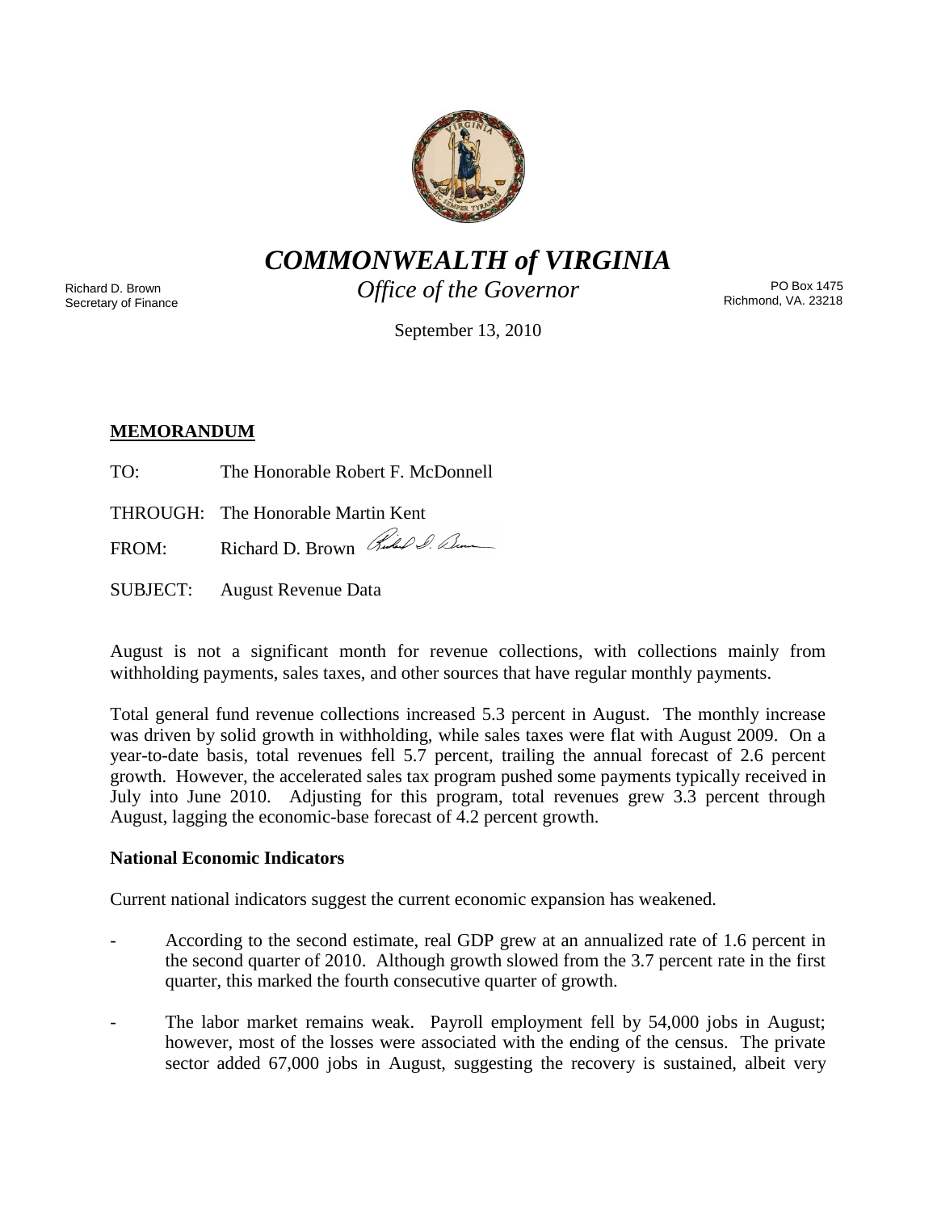# *COMMONWEALTH of VIRGINIA*

*Office of the Governor*

Richard D. Brown
Secretary of Finance

PO Box 1475
Richmond, VA. 23218

September 13, 2010

**MEMORANDUM**

TO: The Honorable Robert F. McDonnell

THROUGH: The Honorable Martin Kent

FROM: Richard D. Brown

SUBJECT: August Revenue Data

August is not a significant month for revenue collections, with collections mainly from withholding payments, sales taxes, and other sources that have regular monthly payments.

Total general fund revenue collections increased 5.3 percent in August. The monthly increase was driven by solid growth in withholding, while sales taxes were flat with August 2009. On a year-to-date basis, total revenues fell 5.7 percent, trailing the annual forecast of 2.6 percent growth. However, the accelerated sales tax program pushed some payments typically received in July into June 2010. Adjusting for this program, total revenues grew 3.3 percent through August, lagging the economic-base forecast of 4.2 percent growth.

**National Economic Indicators**

Current national indicators suggest the current economic expansion has weakened.

- According to the second estimate, real GDP grew at an annualized rate of 1.6 percent in the second quarter of 2010. Although growth slowed from the 3.7 percent rate in the first quarter, this marked the fourth consecutive quarter of growth.

- The labor market remains weak. Payroll employment fell by 54,000 jobs in August; however, most of the losses were associated with the ending of the census. The private sector added 67,000 jobs in August, suggesting the recovery is sustained, albeit very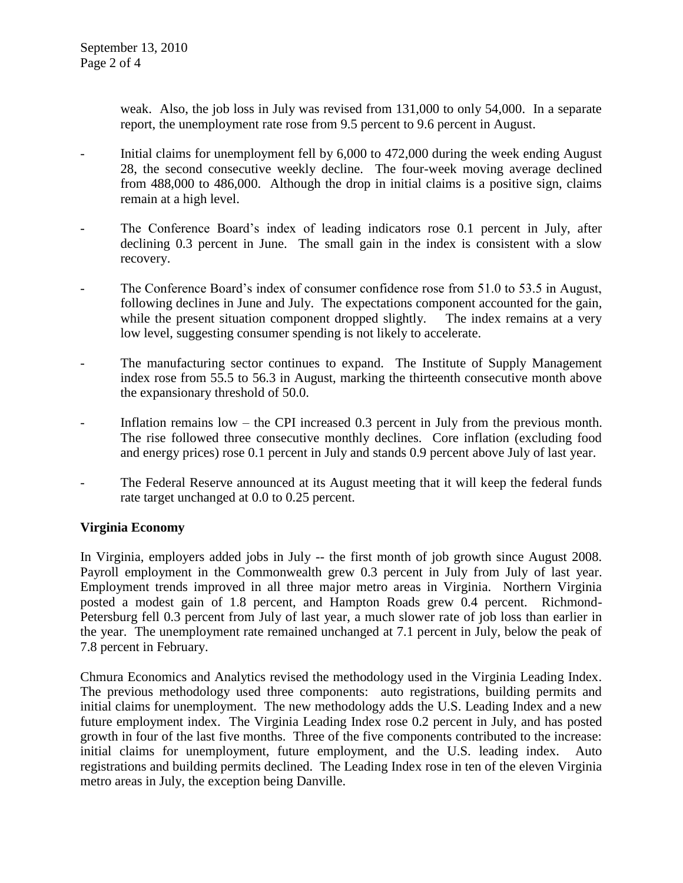weak. Also, the job loss in July was revised from 131,000 to only 54,000. In a separate report, the unemployment rate rose from 9.5 percent to 9.6 percent in August.

- Initial claims for unemployment fell by 6,000 to 472,000 during the week ending August 28, the second consecutive weekly decline. The four-week moving average declined from 488,000 to 486,000. Although the drop in initial claims is a positive sign, claims remain at a high level.

- The Conference Board's index of leading indicators rose 0.1 percent in July, after declining 0.3 percent in June. The small gain in the index is consistent with a slow recovery.

- The Conference Board's index of consumer confidence rose from 51.0 to 53.5 in August, following declines in June and July. The expectations component accounted for the gain, while the present situation component dropped slightly. The index remains at a very low level, suggesting consumer spending is not likely to accelerate.

- The manufacturing sector continues to expand. The Institute of Supply Management index rose from 55.5 to 56.3 in August, marking the thirteenth consecutive month above the expansionary threshold of 50.0.

- Inflation remains low – the CPI increased 0.3 percent in July from the previous month. The rise followed three consecutive monthly declines. Core inflation (excluding food and energy prices) rose 0.1 percent in July and stands 0.9 percent above July of last year.

- The Federal Reserve announced at its August meeting that it will keep the federal funds rate target unchanged at 0.0 to 0.25 percent.

**Virginia Economy**

In Virginia, employers added jobs in July -- the first month of job growth since August 2008. Payroll employment in the Commonwealth grew 0.3 percent in July from July of last year. Employment trends improved in all three major metro areas in Virginia. Northern Virginia posted a modest gain of 1.8 percent, and Hampton Roads grew 0.4 percent. Richmond-Petersburg fell 0.3 percent from July of last year, a much slower rate of job loss than earlier in the year. The unemployment rate remained unchanged at 7.1 percent in July, below the peak of 7.8 percent in February.

Chmura Economics and Analytics revised the methodology used in the Virginia Leading Index. The previous methodology used three components: auto registrations, building permits and initial claims for unemployment. The new methodology adds the U.S. Leading Index and a new future employment index. The Virginia Leading Index rose 0.2 percent in July, and has posted growth in four of the last five months. Three of the five components contributed to the increase: initial claims for unemployment, future employment, and the U.S. leading index. Auto registrations and building permits declined. The Leading Index rose in ten of the eleven Virginia metro areas in July, the exception being Danville.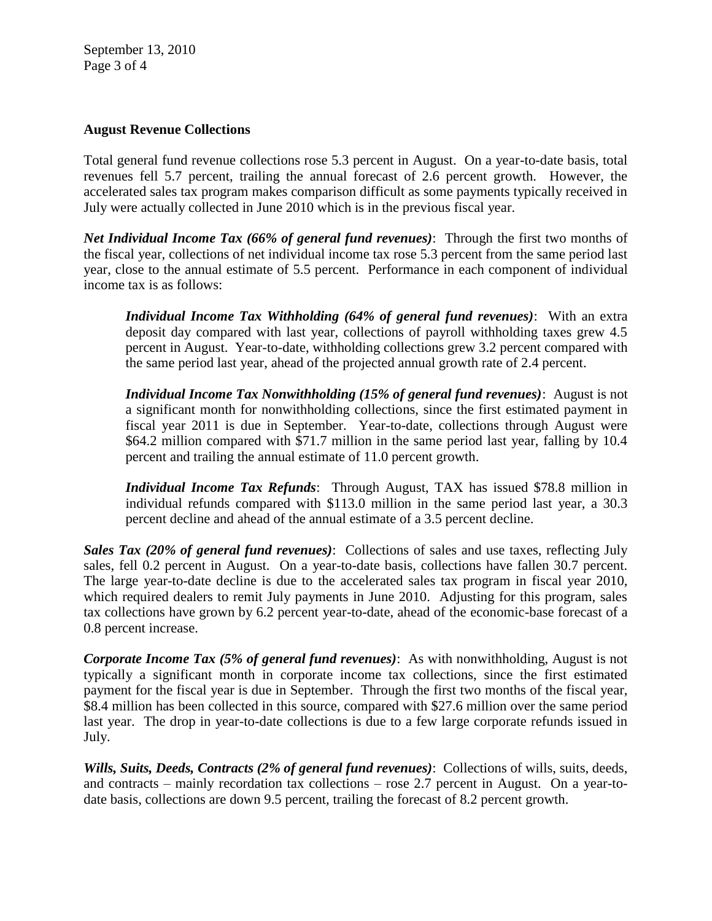**August Revenue Collections**

Total general fund revenue collections rose 5.3 percent in August. On a year-to-date basis, total revenues fell 5.7 percent, trailing the annual forecast of 2.6 percent growth. However, the accelerated sales tax program makes comparison difficult as some payments typically received in July were actually collected in June 2010 which is in the previous fiscal year.

***Net Individual Income Tax (66% of general fund revenues)***: Through the first two months of the fiscal year, collections of net individual income tax rose 5.3 percent from the same period last year, close to the annual estimate of 5.5 percent. Performance in each component of individual income tax is as follows:

> ***Individual Income Tax Withholding (64% of general fund revenues)***: With an extra deposit day compared with last year, collections of payroll withholding taxes grew 4.5 percent in August. Year-to-date, withholding collections grew 3.2 percent compared with the same period last year, ahead of the projected annual growth rate of 2.4 percent.
>
> ***Individual Income Tax Nonwithholding (15% of general fund revenues)***: August is not a significant month for nonwithholding collections, since the first estimated payment in fiscal year 2011 is due in September. Year-to-date, collections through August were \$64.2 million compared with \$71.7 million in the same period last year, falling by 10.4 percent and trailing the annual estimate of 11.0 percent growth.
>
> ***Individual Income Tax Refunds***: Through August, TAX has issued \$78.8 million in individual refunds compared with \$113.0 million in the same period last year, a 30.3 percent decline and ahead of the annual estimate of a 3.5 percent decline.

***Sales Tax (20% of general fund revenues)***: Collections of sales and use taxes, reflecting July sales, fell 0.2 percent in August. On a year-to-date basis, collections have fallen 30.7 percent. The large year-to-date decline is due to the accelerated sales tax program in fiscal year 2010, which required dealers to remit July payments in June 2010. Adjusting for this program, sales tax collections have grown by 6.2 percent year-to-date, ahead of the economic-base forecast of a 0.8 percent increase.

***Corporate Income Tax (5% of general fund revenues)***: As with nonwithholding, August is not typically a significant month in corporate income tax collections, since the first estimated payment for the fiscal year is due in September. Through the first two months of the fiscal year, \$8.4 million has been collected in this source, compared with \$27.6 million over the same period last year. The drop in year-to-date collections is due to a few large corporate refunds issued in July.

***Wills, Suits, Deeds, Contracts (2% of general fund revenues)***: Collections of wills, suits, deeds, and contracts – mainly recordation tax collections – rose 2.7 percent in August. On a year-to-date basis, collections are down 9.5 percent, trailing the forecast of 8.2 percent growth.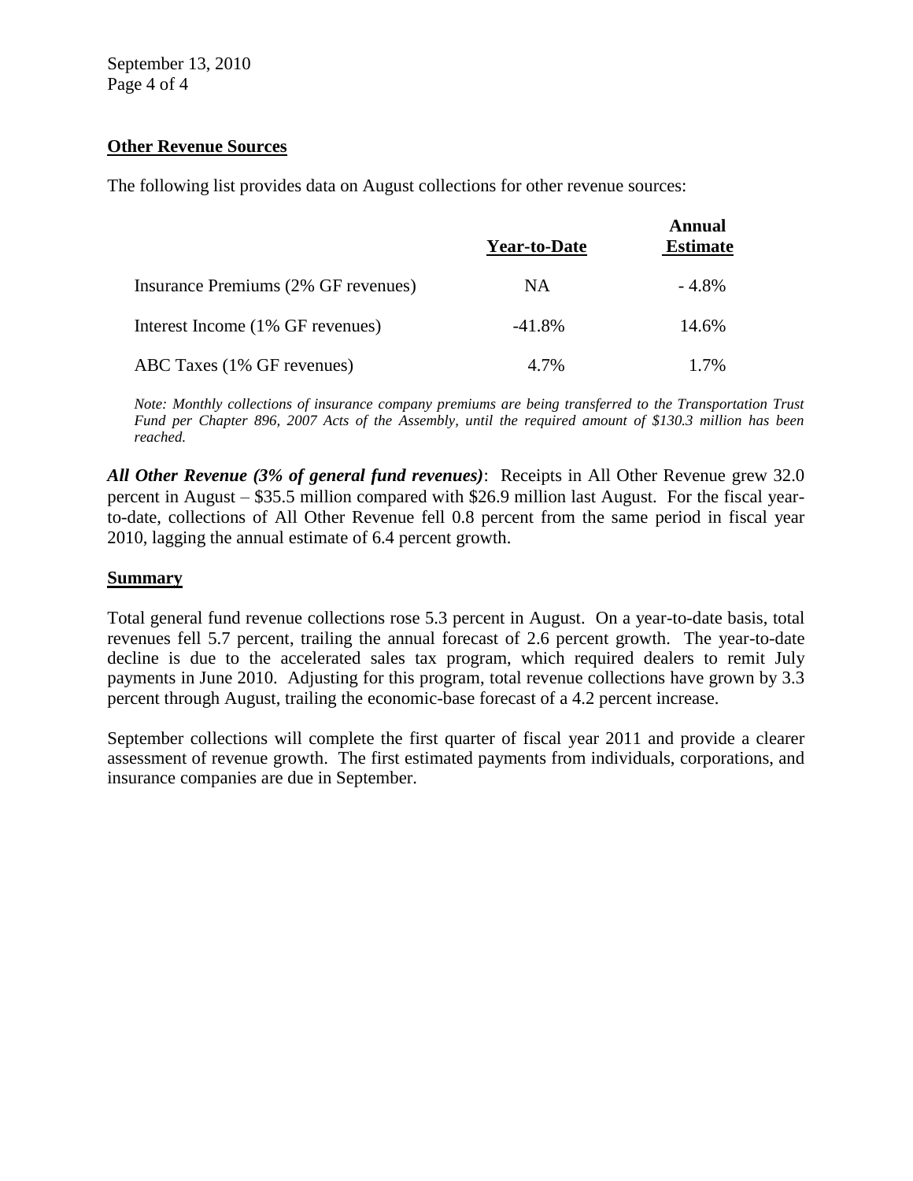## Other Revenue Sources

The following list provides data on August collections for other revenue sources:

| | Year-to-Date | Annual Estimate |
|---|---|---|
| Insurance Premiums (2% GF revenues) | NA | - 4.8% |
| Interest Income (1% GF revenues) | -41.8% | 14.6% |
| ABC Taxes (1% GF revenues) | 4.7% | 1.7% |

*Note: Monthly collections of insurance company premiums are being transferred to the Transportation Trust Fund per Chapter 896, 2007 Acts of the Assembly, until the required amount of $130.3 million has been reached.*

***All Other Revenue (3% of general fund revenues)***: Receipts in All Other Revenue grew 32.0 percent in August – $35.5 million compared with $26.9 million last August. For the fiscal year-to-date, collections of All Other Revenue fell 0.8 percent from the same period in fiscal year 2010, lagging the annual estimate of 6.4 percent growth.

## Summary

Total general fund revenue collections rose 5.3 percent in August. On a year-to-date basis, total revenues fell 5.7 percent, trailing the annual forecast of 2.6 percent growth. The year-to-date decline is due to the accelerated sales tax program, which required dealers to remit July payments in June 2010. Adjusting for this program, total revenue collections have grown by 3.3 percent through August, trailing the economic-base forecast of a 4.2 percent increase.

September collections will complete the first quarter of fiscal year 2011 and provide a clearer assessment of revenue growth. The first estimated payments from individuals, corporations, and insurance companies are due in September.